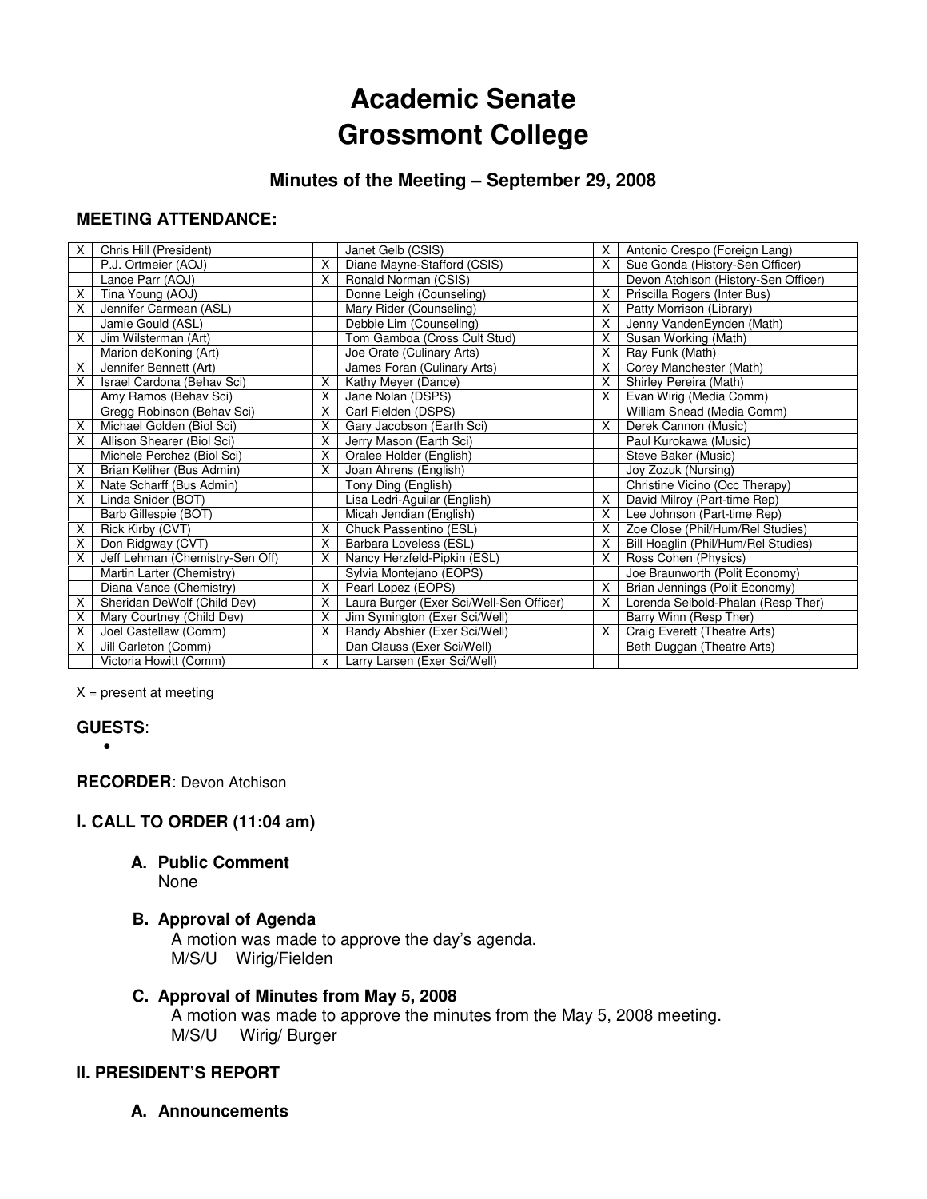# Academic Senate
# Grossmont College

### Minutes of the Meeting – September 29, 2008

**MEETING ATTENDANCE:**

| | | | | | |
|---|---|---|---|---|---|
| X | Chris Hill (President) | | Janet Gelb (CSIS) | X | Antonio Crespo (Foreign Lang) |
| | P.J. Ortmeier (AOJ) | X | Diane Mayne-Stafford (CSIS) | X | Sue Gonda (History-Sen Officer) |
| | Lance Parr (AOJ) | X | Ronald Norman (CSIS) | | Devon Atchison (History-Sen Officer) |
| X | Tina Young (AOJ) | | Donne Leigh (Counseling) | X | Priscilla Rogers (Inter Bus) |
| X | Jennifer Carmean (ASL) | | Mary Rider (Counseling) | X | Patty Morrison (Library) |
| | Jamie Gould (ASL) | | Debbie Lim (Counseling) | X | Jenny VandenEynden (Math) |
| X | Jim Wilsterman (Art) | | Tom Gamboa (Cross Cult Stud) | X | Susan Working (Math) |
| | Marion deKoning (Art) | | Joe Orate (Culinary Arts) | X | Ray Funk (Math) |
| X | Jennifer Bennett (Art) | | James Foran (Culinary Arts) | X | Corey Manchester (Math) |
| X | Israel Cardona (Behav Sci) | X | Kathy Meyer (Dance) | X | Shirley Pereira (Math) |
| | Amy Ramos (Behav Sci) | X | Jane Nolan (DSPS) | X | Evan Wirig (Media Comm) |
| | Gregg Robinson (Behav Sci) | X | Carl Fielden (DSPS) | | William Snead (Media Comm) |
| X | Michael Golden (Biol Sci) | X | Gary Jacobson (Earth Sci) | X | Derek Cannon (Music) |
| X | Allison Shearer (Biol Sci) | X | Jerry Mason (Earth Sci) | | Paul Kurokawa (Music) |
| | Michele Perchez (Biol Sci) | X | Oralee Holder (English) | | Steve Baker (Music) |
| X | Brian Keliher (Bus Admin) | X | Joan Ahrens (English) | | Joy Zozuk (Nursing) |
| X | Nate Scharff (Bus Admin) | | Tony Ding (English) | | Christine Vicino (Occ Therapy) |
| X | Linda Snider (BOT) | | Lisa Ledri-Aguilar (English) | X | David Milroy (Part-time Rep) |
| | Barb Gillespie (BOT) | | Micah Jendian (English) | X | Lee Johnson (Part-time Rep) |
| X | Rick Kirby (CVT) | X | Chuck Passentino (ESL) | X | Zoe Close (Phil/Hum/Rel Studies) |
| X | Don Ridgway (CVT) | X | Barbara Loveless (ESL) | X | Bill Hoaglin (Phil/Hum/Rel Studies) |
| X | Jeff Lehman (Chemistry-Sen Off) | X | Nancy Herzfeld-Pipkin (ESL) | X | Ross Cohen (Physics) |
| | Martin Larter (Chemistry) | | Sylvia Montejano (EOPS) | | Joe Braunworth (Polit Economy) |
| | Diana Vance (Chemistry) | X | Pearl Lopez (EOPS) | X | Brian Jennings (Polit Economy) |
| X | Sheridan DeWolf (Child Dev) | X | Laura Burger (Exer Sci/Well-Sen Officer) | X | Lorenda Seibold-Phalan (Resp Ther) |
| X | Mary Courtney (Child Dev) | X | Jim Symington (Exer Sci/Well) | | Barry Winn (Resp Ther) |
| X | Joel Castellaw (Comm) | X | Randy Abshier (Exer Sci/Well) | X | Craig Everett (Theatre Arts) |
| X | Jill Carleton (Comm) | | Dan Clauss (Exer Sci/Well) | | Beth Duggan (Theatre Arts) |
| | Victoria Howitt (Comm) | x | Larry Larsen (Exer Sci/Well) | | |

X = present at meeting

**GUESTS**:

- 

**RECORDER**: Devon Atchison

## I. CALL TO ORDER (11:04 am)

### A. Public Comment

None

### B. Approval of Agenda

A motion was made to approve the day's agenda.
M/S/U Wirig/Fielden

### C. Approval of Minutes from May 5, 2008

A motion was made to approve the minutes from the May 5, 2008 meeting.
M/S/U Wirig/ Burger

## II. PRESIDENT'S REPORT

### A. Announcements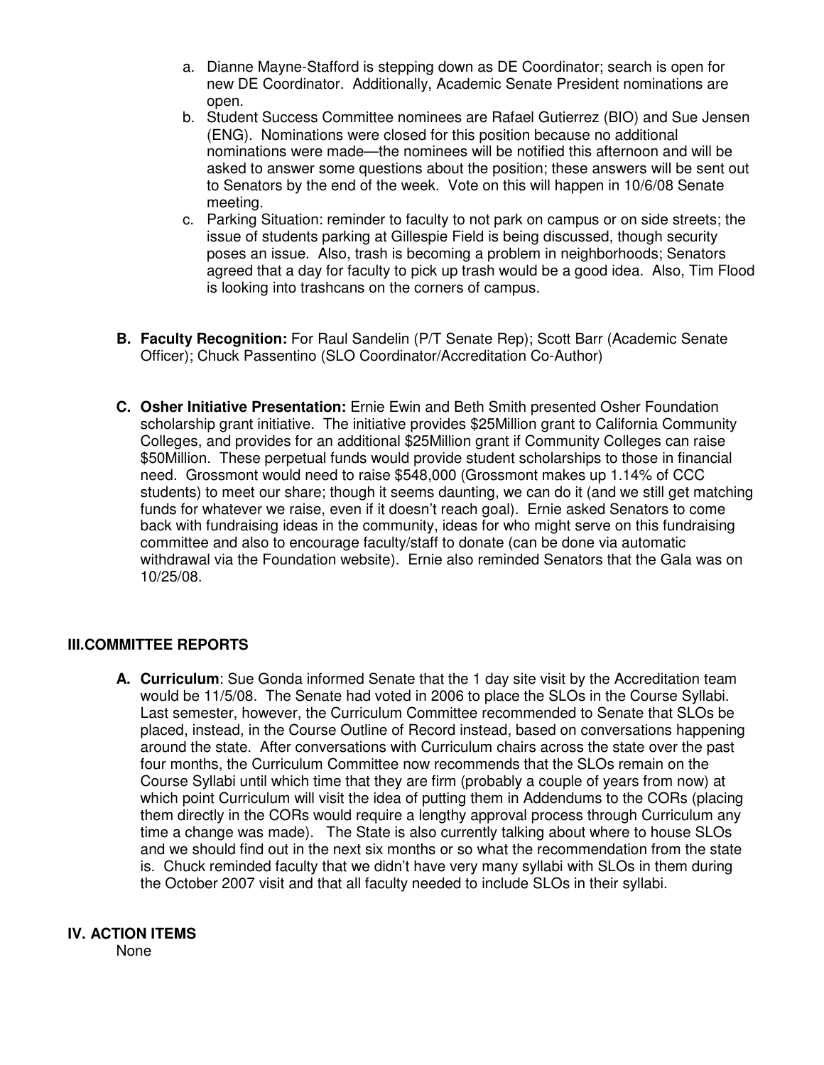a. Dianne Mayne-Stafford is stepping down as DE Coordinator; search is open for new DE Coordinator. Additionally, Academic Senate President nominations are open.
b. Student Success Committee nominees are Rafael Gutierrez (BIO) and Sue Jensen (ENG). Nominations were closed for this position because no additional nominations were made—the nominees will be notified this afternoon and will be asked to answer some questions about the position; these answers will be sent out to Senators by the end of the week. Vote on this will happen in 10/6/08 Senate meeting.
c. Parking Situation: reminder to faculty to not park on campus or on side streets; the issue of students parking at Gillespie Field is being discussed, though security poses an issue. Also, trash is becoming a problem in neighborhoods; Senators agreed that a day for faculty to pick up trash would be a good idea. Also, Tim Flood is looking into trashcans on the corners of campus.

**B. Faculty Recognition:** For Raul Sandelin (P/T Senate Rep); Scott Barr (Academic Senate Officer); Chuck Passentino (SLO Coordinator/Accreditation Co-Author)

**C. Osher Initiative Presentation:** Ernie Ewin and Beth Smith presented Osher Foundation scholarship grant initiative. The initiative provides $25Million grant to California Community Colleges, and provides for an additional $25Million grant if Community Colleges can raise $50Million. These perpetual funds would provide student scholarships to those in financial need. Grossmont would need to raise $548,000 (Grossmont makes up 1.14% of CCC students) to meet our share; though it seems daunting, we can do it (and we still get matching funds for whatever we raise, even if it doesn't reach goal). Ernie asked Senators to come back with fundraising ideas in the community, ideas for who might serve on this fundraising committee and also to encourage faculty/staff to donate (can be done via automatic withdrawal via the Foundation website). Ernie also reminded Senators that the Gala was on 10/25/08.

## III. COMMITTEE REPORTS

**A. Curriculum**: Sue Gonda informed Senate that the 1 day site visit by the Accreditation team would be 11/5/08. The Senate had voted in 2006 to place the SLOs in the Course Syllabi. Last semester, however, the Curriculum Committee recommended to Senate that SLOs be placed, instead, in the Course Outline of Record instead, based on conversations happening around the state. After conversations with Curriculum chairs across the state over the past four months, the Curriculum Committee now recommends that the SLOs remain on the Course Syllabi until which time that they are firm (probably a couple of years from now) at which point Curriculum will visit the idea of putting them in Addendums to the CORs (placing them directly in the CORs would require a lengthy approval process through Curriculum any time a change was made). The State is also currently talking about where to house SLOs and we should find out in the next six months or so what the recommendation from the state is. Chuck reminded faculty that we didn't have very many syllabi with SLOs in them during the October 2007 visit and that all faculty needed to include SLOs in their syllabi.

## IV. ACTION ITEMS

None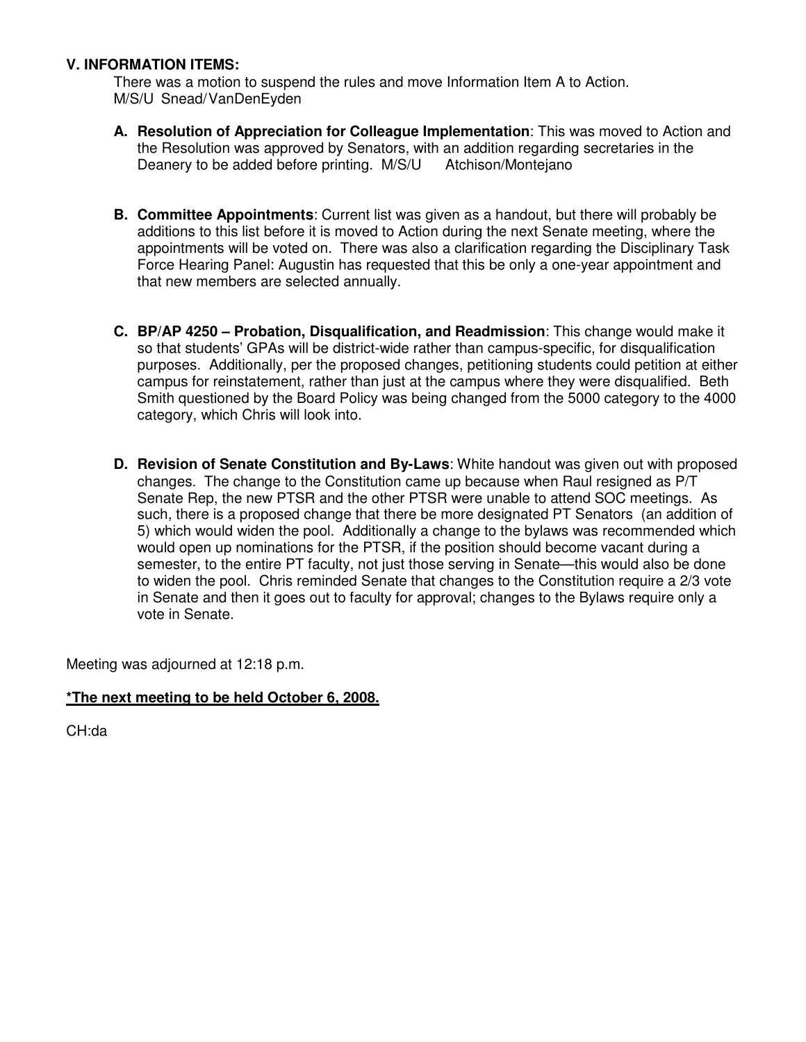**V. INFORMATION ITEMS:**

There was a motion to suspend the rules and move Information Item A to Action.
M/S/U Snead/VanDenEyden

**A. Resolution of Appreciation for Colleague Implementation**: This was moved to Action and the Resolution was approved by Senators, with an addition regarding secretaries in the Deanery to be added before printing. M/S/U Atchison/Montejano

**B. Committee Appointments**: Current list was given as a handout, but there will probably be additions to this list before it is moved to Action during the next Senate meeting, where the appointments will be voted on. There was also a clarification regarding the Disciplinary Task Force Hearing Panel: Augustin has requested that this be only a one-year appointment and that new members are selected annually.

**C. BP/AP 4250 – Probation, Disqualification, and Readmission**: This change would make it so that students' GPAs will be district-wide rather than campus-specific, for disqualification purposes. Additionally, per the proposed changes, petitioning students could petition at either campus for reinstatement, rather than just at the campus where they were disqualified. Beth Smith questioned by the Board Policy was being changed from the 5000 category to the 4000 category, which Chris will look into.

**D. Revision of Senate Constitution and By-Laws**: White handout was given out with proposed changes. The change to the Constitution came up because when Raul resigned as P/T Senate Rep, the new PTSR and the other PTSR were unable to attend SOC meetings. As such, there is a proposed change that there be more designated PT Senators (an addition of 5) which would widen the pool. Additionally a change to the bylaws was recommended which would open up nominations for the PTSR, if the position should become vacant during a semester, to the entire PT faculty, not just those serving in Senate—this would also be done to widen the pool. Chris reminded Senate that changes to the Constitution require a 2/3 vote in Senate and then it goes out to faculty for approval; changes to the Bylaws require only a vote in Senate.

Meeting was adjourned at 12:18 p.m.

**<u>*The next meeting to be held October 6, 2008.</u>**

CH:da